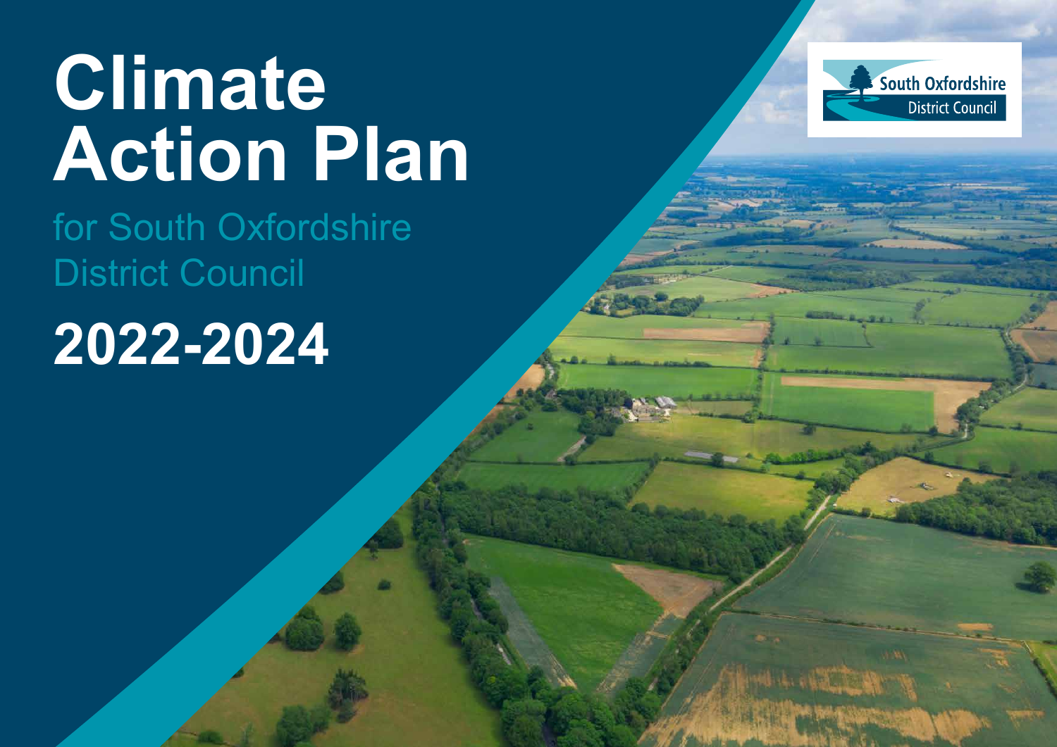# Climate Action Plan

## for South Oxfordshire District Council

## 2022-2024

South Oxfordshire District Council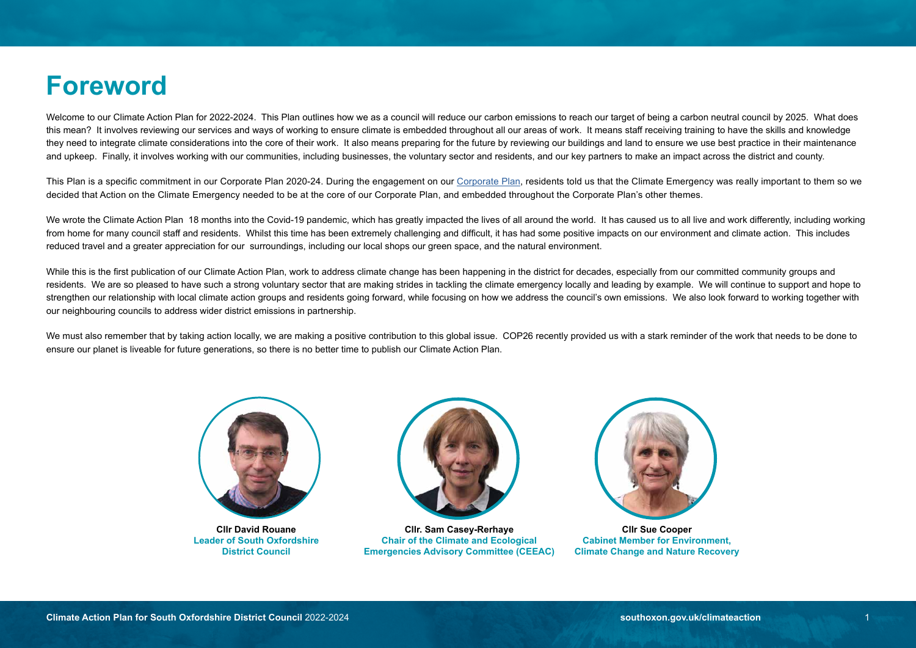# Foreword

Welcome to our Climate Action Plan for 2022-2024. This Plan outlines how we as a council will reduce our carbon emissions to reach our target of being a carbon neutral council by 2025. What does this mean? It involves reviewing our services and ways of working to ensure climate is embedded throughout all our areas of work. It means staff receiving training to have the skills and knowledge they need to integrate climate considerations into the core of their work. It also means preparing for the future by reviewing our buildings and land to ensure we use best practice in their maintenance and upkeep. Finally, it involves working with our communities, including businesses, the voluntary sector and residents, and our key partners to make an impact across the district and county.

This Plan is a specific commitment in our Corporate Plan 2020-24. During the engagement on our Corporate Plan, residents told us that the Climate Emergency was really important to them so we decided that Action on the Climate Emergency needed to be at the core of our Corporate Plan, and embedded throughout the Corporate Plan's other themes.

We wrote the Climate Action Plan 18 months into the Covid-19 pandemic, which has greatly impacted the lives of all around the world. It has caused us to all live and work differently, including working from home for many council staff and residents. Whilst this time has been extremely challenging and difficult, it has had some positive impacts on our environment and climate action. This includes reduced travel and a greater appreciation for our surroundings, including our local shops our green space, and the natural environment.

While this is the first publication of our Climate Action Plan, work to address climate change has been happening in the district for decades, especially from our committed community groups and residents. We are so pleased to have such a strong voluntary sector that are making strides in tackling the climate emergency locally and leading by example. We will continue to support and hope to strengthen our relationship with local climate action groups and residents going forward, while focusing on how we address the council's own emissions. We also look forward to working together with our neighbouring councils to address wider district emissions in partnership.

We must also remember that by taking action locally, we are making a positive contribution to this global issue. COP26 recently provided us with a stark reminder of the work that needs to be done to ensure our planet is liveable for future generations, so there is no better time to publish our Climate Action Plan.

**Cllr David Rouane**
**Leader of South Oxfordshire District Council**

**Cllr. Sam Casey-Rerhaye**
**Chair of the Climate and Ecological Emergencies Advisory Committee (CEEAC)**

**Cllr Sue Cooper**
**Cabinet Member for Environment, Climate Change and Nature Recovery**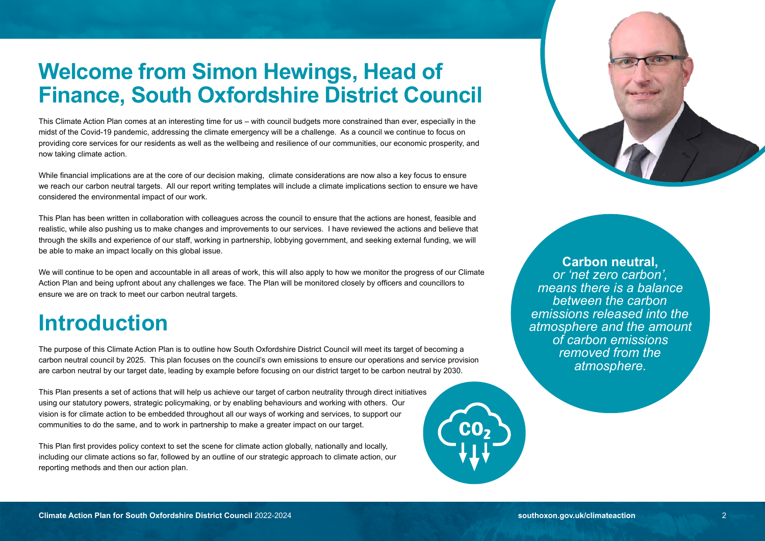# Welcome from Simon Hewings, Head of Finance, South Oxfordshire District Council

This Climate Action Plan comes at an interesting time for us – with council budgets more constrained than ever, especially in the midst of the Covid-19 pandemic, addressing the climate emergency will be a challenge. As a council we continue to focus on providing core services for our residents as well as the wellbeing and resilience of our communities, our economic prosperity, and now taking climate action.

While financial implications are at the core of our decision making, climate considerations are now also a key focus to ensure we reach our carbon neutral targets. All our report writing templates will include a climate implications section to ensure we have considered the environmental impact of our work.

This Plan has been written in collaboration with colleagues across the council to ensure that the actions are honest, feasible and realistic, while also pushing us to make changes and improvements to our services. I have reviewed the actions and believe that through the skills and experience of our staff, working in partnership, lobbying government, and seeking external funding, we will be able to make an impact locally on this global issue.

We will continue to be open and accountable in all areas of work, this will also apply to how we monitor the progress of our Climate Action Plan and being upfront about any challenges we face. The Plan will be monitored closely by officers and councillors to ensure we are on track to meet our carbon neutral targets.

**Carbon neutral,** *or 'net zero carbon', means there is a balance between the carbon emissions released into the atmosphere and the amount of carbon emissions removed from the atmosphere.*

# Introduction

The purpose of this Climate Action Plan is to outline how South Oxfordshire District Council will meet its target of becoming a carbon neutral council by 2025. This plan focuses on the council's own emissions to ensure our operations and service provision are carbon neutral by our target date, leading by example before focusing on our district target to be carbon neutral by 2030.

This Plan presents a set of actions that will help us achieve our target of carbon neutrality through direct initiatives using our statutory powers, strategic policymaking, or by enabling behaviours and working with others. Our vision is for climate action to be embedded throughout all our ways of working and services, to support our communities to do the same, and to work in partnership to make a greater impact on our target.

This Plan first provides policy context to set the scene for climate action globally, nationally and locally, including our climate actions so far, followed by an outline of our strategic approach to climate action, our reporting methods and then our action plan.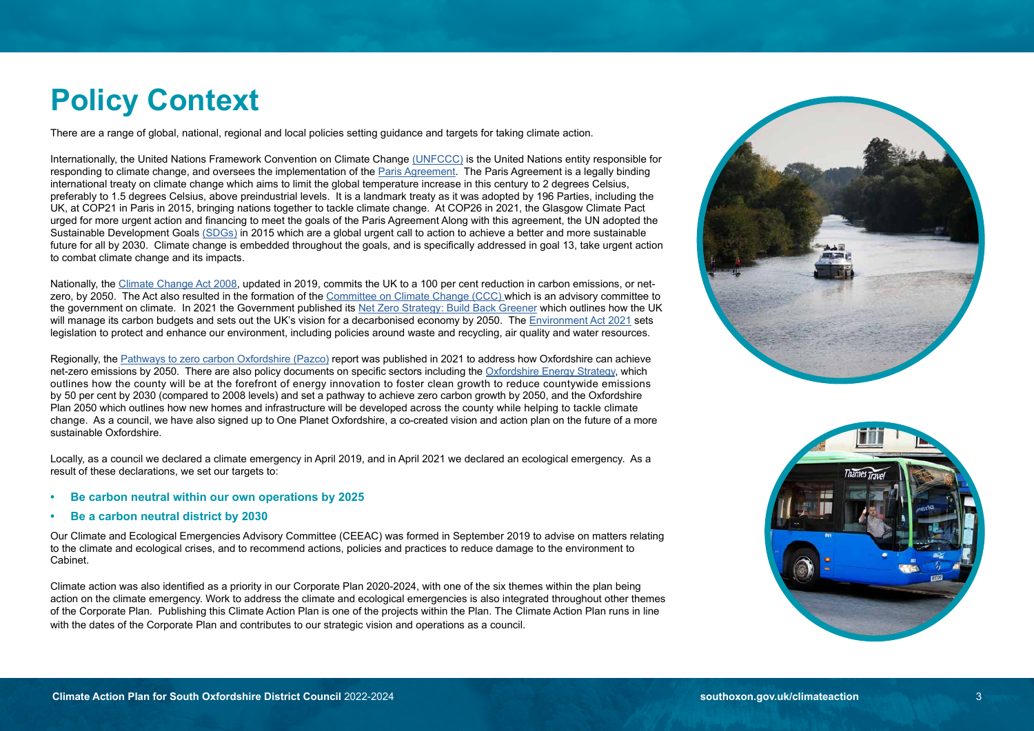# Policy Context

There are a range of global, national, regional and local policies setting guidance and targets for taking climate action.

Internationally, the United Nations Framework Convention on Climate Change (UNFCCC) is the United Nations entity responsible for responding to climate change, and oversees the implementation of the Paris Agreement. The Paris Agreement is a legally binding international treaty on climate change which aims to limit the global temperature increase in this century to 2 degrees Celsius, preferably to 1.5 degrees Celsius, above preindustrial levels. It is a landmark treaty as it was adopted by 196 Parties, including the UK, at COP21 in Paris in 2015, bringing nations together to tackle climate change. At COP26 in 2021, the Glasgow Climate Pact urged for more urgent action and financing to meet the goals of the Paris Agreement Along with this agreement, the UN adopted the Sustainable Development Goals (SDGs) in 2015 which are a global urgent call to action to achieve a better and more sustainable future for all by 2030. Climate change is embedded throughout the goals, and is specifically addressed in goal 13, take urgent action to combat climate change and its impacts.

Nationally, the Climate Change Act 2008, updated in 2019, commits the UK to a 100 per cent reduction in carbon emissions, or net-zero, by 2050. The Act also resulted in the formation of the Committee on Climate Change (CCC) which is an advisory committee to the government on climate. In 2021 the Government published its Net Zero Strategy: Build Back Greener which outlines how the UK will manage its carbon budgets and sets out the UK's vision for a decarbonised economy by 2050. The Environment Act 2021 sets legislation to protect and enhance our environment, including policies around waste and recycling, air quality and water resources.

Regionally, the Pathways to zero carbon Oxfordshire (Pazco) report was published in 2021 to address how Oxfordshire can achieve net-zero emissions by 2050. There are also policy documents on specific sectors including the Oxfordshire Energy Strategy, which outlines how the county will be at the forefront of energy innovation to foster clean growth to reduce countywide emissions by 50 per cent by 2030 (compared to 2008 levels) and set a pathway to achieve zero carbon growth by 2050, and the Oxfordshire Plan 2050 which outlines how new homes and infrastructure will be developed across the county while helping to tackle climate change. As a council, we have also signed up to One Planet Oxfordshire, a co-created vision and action plan on the future of a more sustainable Oxfordshire.

Locally, as a council we declared a climate emergency in April 2019, and in April 2021 we declared an ecological emergency. As a result of these declarations, we set our targets to:

- **Be carbon neutral within our own operations by 2025**
- **Be a carbon neutral district by 2030**

Our Climate and Ecological Emergencies Advisory Committee (CEEAC) was formed in September 2019 to advise on matters relating to the climate and ecological crises, and to recommend actions, policies and practices to reduce damage to the environment to Cabinet.

Climate action was also identified as a priority in our Corporate Plan 2020-2024, with one of the six themes within the plan being action on the climate emergency. Work to address the climate and ecological emergencies is also integrated throughout other themes of the Corporate Plan. Publishing this Climate Action Plan is one of the projects within the Plan. The Climate Action Plan runs in line with the dates of the Corporate Plan and contributes to our strategic vision and operations as a council.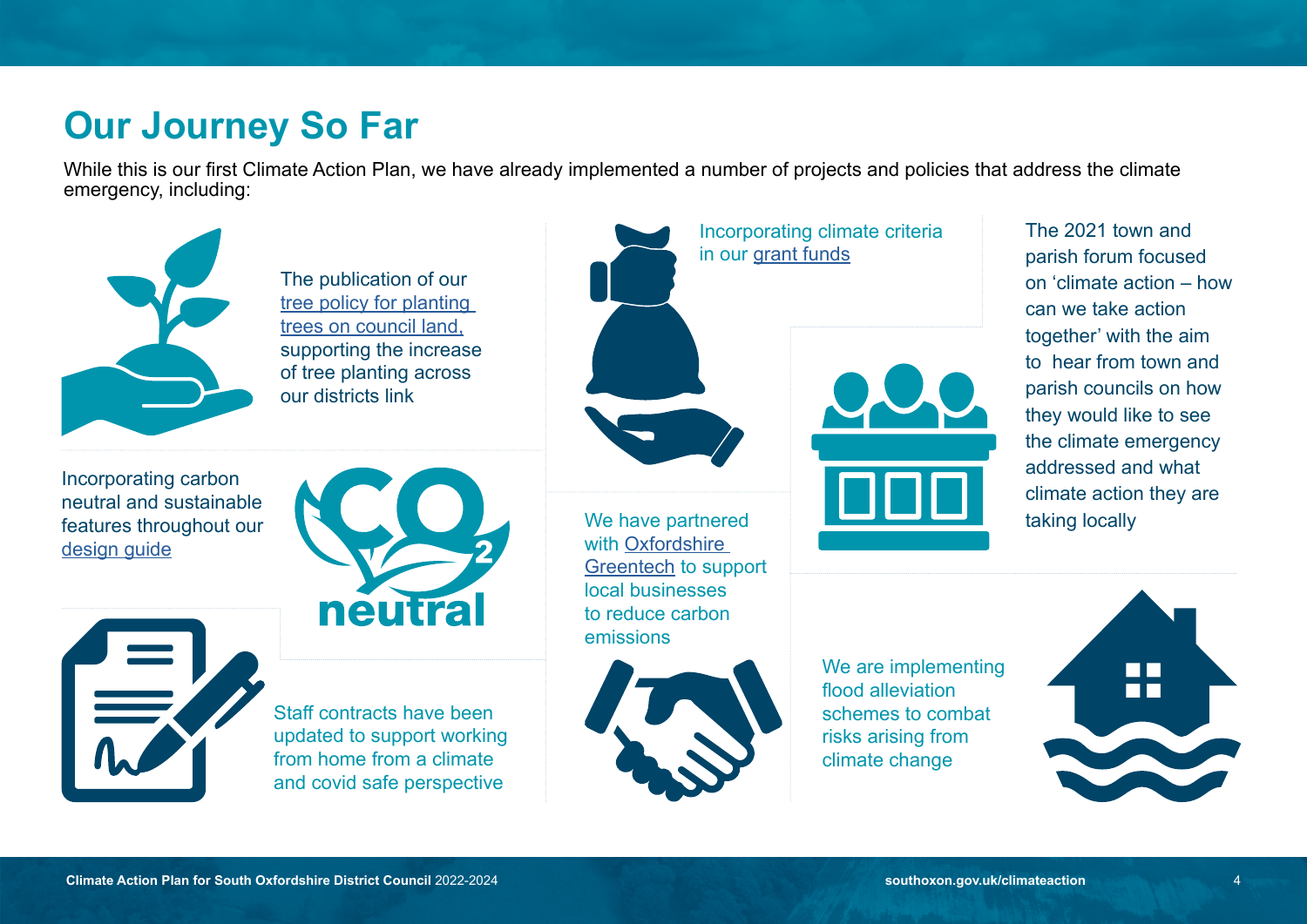# Our Journey So Far

While this is our first Climate Action Plan, we have already implemented a number of projects and policies that address the climate emergency, including:

The publication of our tree policy for planting trees on council land, supporting the increase of tree planting across our districts link

Incorporating carbon neutral and sustainable features throughout our design guide

Staff contracts have been updated to support working from home from a climate and covid safe perspective

Incorporating climate criteria in our grant funds

We have partnered with Oxfordshire Greentech to support local businesses to reduce carbon emissions

The 2021 town and parish forum focused on 'climate action – how can we take action together' with the aim to hear from town and parish councils on how they would like to see the climate emergency addressed and what climate action they are taking locally

We are implementing flood alleviation schemes to combat risks arising from climate change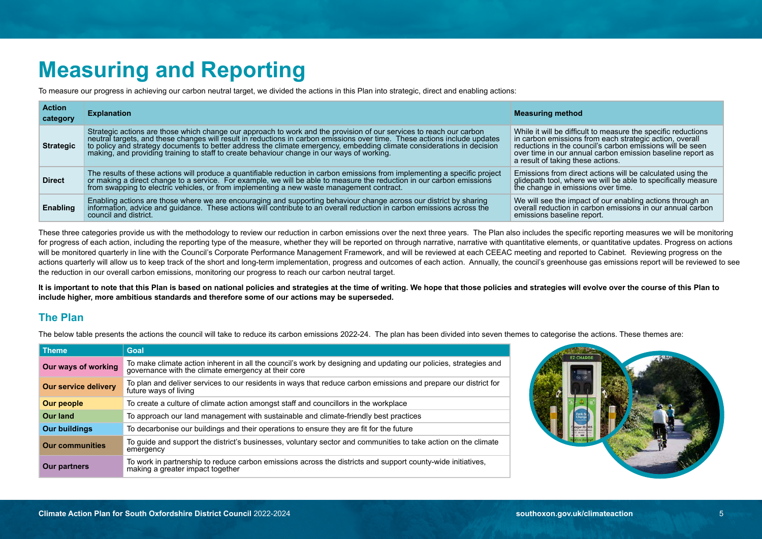# Measuring and Reporting

To measure our progress in achieving our carbon neutral target, we divided the actions in this Plan into strategic, direct and enabling actions:

| Action category | Explanation | Measuring method |
|---|---|---|
| **Strategic** | Strategic actions are those which change our approach to work and the provision of our services to reach our carbon neutral targets, and these changes will result in reductions in carbon emissions over time. These actions include updates to policy and strategy documents to better address the climate emergency, embedding climate considerations in decision making, and providing training to staff to create behaviour change in our ways of working. | While it will be difficult to measure the specific reductions in carbon emissions from each strategic action, overall reductions in the council's carbon emissions will be seen over time in our annual carbon emission baseline report as a result of taking these actions. |
| **Direct** | The results of these actions will produce a quantifiable reduction in carbon emissions from implementing a specific project or making a direct change to a service. For example, we will be able to measure the reduction in our carbon emissions from swapping to electric vehicles, or from implementing a new waste management contract. | Emissions from direct actions will be calculated using the glidepath tool, where we will be able to specifically measure the change in emissions over time. |
| **Enabling** | Enabling actions are those where we are encouraging and supporting behaviour change across our district by sharing information, advice and guidance. These actions will contribute to an overall reduction in carbon emissions across the council and district. | We will see the impact of our enabling actions through an overall reduction in carbon emissions in our annual carbon emissions baseline report. |

These three categories provide us with the methodology to review our reduction in carbon emissions over the next three years. The Plan also includes the specific reporting measures we will be monitoring for progress of each action, including the reporting type of the measure, whether they will be reported on through narrative, narrative with quantitative elements, or quantitative updates. Progress on actions will be monitored quarterly in line with the Council's Corporate Performance Management Framework, and will be reviewed at each CEEAC meeting and reported to Cabinet. Reviewing progress on the actions quarterly will allow us to keep track of the short and long-term implementation, progress and outcomes of each action. Annually, the council's greenhouse gas emissions report will be reviewed to see the reduction in our overall carbon emissions, monitoring our progress to reach our carbon neutral target.

**It is important to note that this Plan is based on national policies and strategies at the time of writing. We hope that those policies and strategies will evolve over the course of this Plan to include higher, more ambitious standards and therefore some of our actions may be superseded.**

## The Plan

The below table presents the actions the council will take to reduce its carbon emissions 2022-24. The plan has been divided into seven themes to categorise the actions. These themes are:

| Theme | Goal |
|---|---|
| **Our ways of working** | To make climate action inherent in all the council's work by designing and updating our policies, strategies and governance with the climate emergency at their core |
| **Our service delivery** | To plan and deliver services to our residents in ways that reduce carbon emissions and prepare our district for future ways of living |
| **Our people** | To create a culture of climate action amongst staff and councillors in the workplace |
| **Our land** | To approach our land management with sustainable and climate-friendly best practices |
| **Our buildings** | To decarbonise our buildings and their operations to ensure they are fit for the future |
| **Our communities** | To guide and support the district's businesses, voluntary sector and communities to take action on the climate emergency |
| **Our partners** | To work in partnership to reduce carbon emissions across the districts and support county-wide initiatives, making a greater impact together |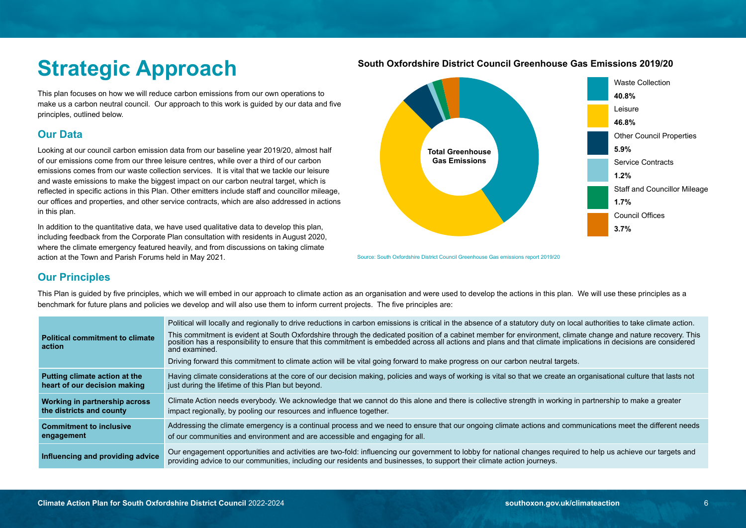# Strategic Approach

This plan focuses on how we will reduce carbon emissions from our own operations to make us a carbon neutral council. Our approach to this work is guided by our data and five principles, outlined below.

## Our Data

Looking at our council carbon emission data from our baseline year 2019/20, almost half of our emissions come from our three leisure centres, while over a third of our carbon emissions comes from our waste collection services. It is vital that we tackle our leisure and waste emissions to make the biggest impact on our carbon neutral target, which is reflected in specific actions in this Plan. Other emitters include staff and councillor mileage, our offices and properties, and other service contracts, which are also addressed in actions in this plan.

In addition to the quantitative data, we have used qualitative data to develop this plan, including feedback from the Corporate Plan consultation with residents in August 2020, where the climate emergency featured heavily, and from discussions on taking climate action at the Town and Parish Forums held in May 2021.

**South Oxfordshire District Council Greenhouse Gas Emissions 2019/20**

Total Greenhouse Gas Emissions

| Category | Share |
|---|---|
| Waste Collection | 40.8% |
| Leisure | 46.8% |
| Other Council Properties | 5.9% |
| Service Contracts | 1.2% |
| Staff and Councillor Mileage | 1.7% |
| Council Offices | 3.7% |

Source: South Oxfordshire District Council Greenhouse Gas emissions report 2019/20

## Our Principles

This Plan is guided by five principles, which we will embed in our approach to climate action as an organisation and were used to develop the actions in this plan. We will use these principles as a benchmark for future plans and policies we develop and will also use them to inform current projects. The five principles are:

| Principle | Description |
|---|---|
| **Political commitment to climate action** | Political will locally and regionally to drive reductions in carbon emissions is critical in the absence of a statutory duty on local authorities to take climate action.<br><br>This commitment is evident at South Oxfordshire through the dedicated position of a cabinet member for environment, climate change and nature recovery. This position has a responsibility to ensure that this commitment is embedded across all actions and plans and that climate implications in decisions are considered and examined.<br><br>Driving forward this commitment to climate action will be vital going forward to make progress on our carbon neutral targets. |
| **Putting climate action at the heart of our decision making** | Having climate considerations at the core of our decision making, policies and ways of working is vital so that we create an organisational culture that lasts not just during the lifetime of this Plan but beyond. |
| **Working in partnership across the districts and county** | Climate Action needs everybody. We acknowledge that we cannot do this alone and there is collective strength in working in partnership to make a greater impact regionally, by pooling our resources and influence together. |
| **Commitment to inclusive engagement** | Addressing the climate emergency is a continual process and we need to ensure that our ongoing climate actions and communications meet the different needs of our communities and environment and are accessible and engaging for all. |
| **Influencing and providing advice** | Our engagement opportunities and activities are two-fold: influencing our government to lobby for national changes required to help us achieve our targets and providing advice to our communities, including our residents and businesses, to support their climate action journeys. |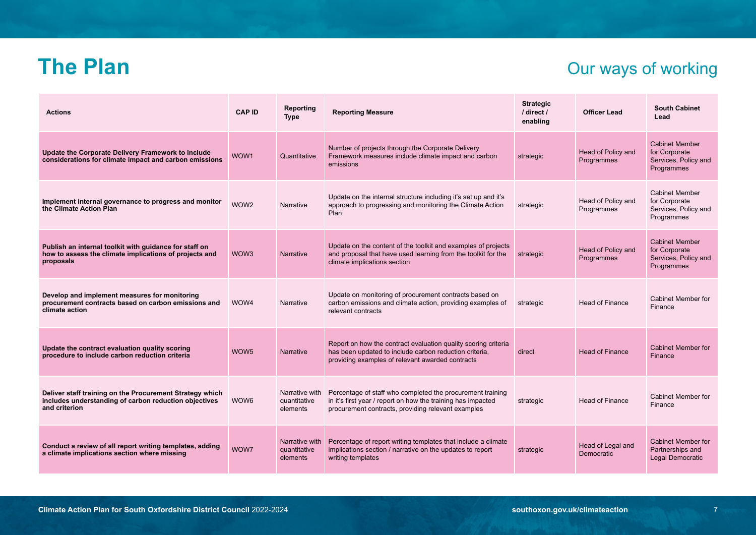# The Plan

## Our ways of working

| Actions | CAP ID | Reporting Type | Reporting Measure | Strategic / direct / enabling | Officer Lead | South Cabinet Lead |
|---|---|---|---|---|---|---|
| **Update the Corporate Delivery Framework to include considerations for climate impact and carbon emissions** | WOW1 | Quantitative | Number of projects through the Corporate Delivery Framework measures include climate impact and carbon emissions | strategic | Head of Policy and Programmes | Cabinet Member for Corporate Services, Policy and Programmes |
| **Implement internal governance to progress and monitor the Climate Action Plan** | WOW2 | Narrative | Update on the internal structure including it's set up and it's approach to progressing and monitoring the Climate Action Plan | strategic | Head of Policy and Programmes | Cabinet Member for Corporate Services, Policy and Programmes |
| **Publish an internal toolkit with guidance for staff on how to assess the climate implications of projects and proposals** | WOW3 | Narrative | Update on the content of the toolkit and examples of projects and proposal that have used learning from the toolkit for the climate implications section | strategic | Head of Policy and Programmes | Cabinet Member for Corporate Services, Policy and Programmes |
| **Develop and implement measures for monitoring procurement contracts based on carbon emissions and climate action** | WOW4 | Narrative | Update on monitoring of procurement contracts based on carbon emissions and climate action, providing examples of relevant contracts | strategic | Head of Finance | Cabinet Member for Finance |
| **Update the contract evaluation quality scoring procedure to include carbon reduction criteria** | WOW5 | Narrative | Report on how the contract evaluation quality scoring criteria has been updated to include carbon reduction criteria, providing examples of relevant awarded contracts | direct | Head of Finance | Cabinet Member for Finance |
| **Deliver staff training on the Procurement Strategy which includes understanding of carbon reduction objectives and criterion** | WOW6 | Narrative with quantitative elements | Percentage of staff who completed the procurement training in it's first year / report on how the training has impacted procurement contracts, providing relevant examples | strategic | Head of Finance | Cabinet Member for Finance |
| **Conduct a review of all report writing templates, adding a climate implications section where missing** | WOW7 | Narrative with quantitative elements | Percentage of report writing templates that include a climate implications section / narrative on the updates to report writing templates | strategic | Head of Legal and Democratic | Cabinet Member for Partnerships and Legal Democratic |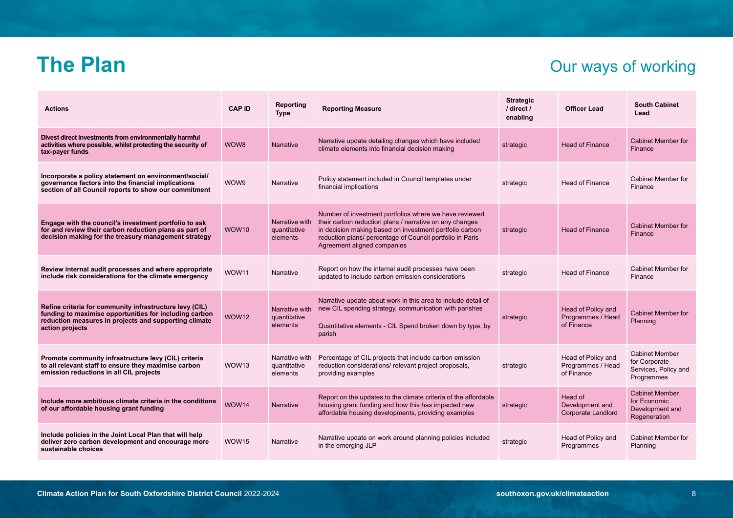# The Plan

## Our ways of working

| Actions | CAP ID | Reporting Type | Reporting Measure | Strategic / direct / enabling | Officer Lead | South Cabinet Lead |
|---|---|---|---|---|---|---|
| **Divest direct investments from environmentally harmful activities where possible, whilst protecting the security of tax-payer funds** | WOW8 | Narrative | Narrative update detailing changes which have included climate elements into financial decision making | strategic | Head of Finance | Cabinet Member for Finance |
| **Incorporate a policy statement on environment/social/ governance factors into the financial implications section of all Council reports to show our commitment** | WOW9 | Narrative | Policy statement included in Council templates under financial implications | strategic | Head of Finance | Cabinet Member for Finance |
| **Engage with the council's investment portfolio to ask for and review their carbon reduction plans as part of decision making for the treasury management strategy** | WOW10 | Narrative with quantitative elements | Number of investment portfolios where we have reviewed their carbon reduction plans / narrative on any changes in decision making based on investment portfolio carbon reduction plans/ percentage of Council portfolio in Paris Agreement aligned companies | strategic | Head of Finance | Cabinet Member for Finance |
| **Review internal audit processes and where appropriate include risk considerations for the climate emergency** | WOW11 | Narrative | Report on how the internal audit processes have been updated to include carbon emission considerations | strategic | Head of Finance | Cabinet Member for Finance |
| **Refine criteria for community infrastructure levy (CIL) funding to maximise opportunities for including carbon reduction measures in projects and supporting climate action projects** | WOW12 | Narrative with quantitative elements | Narrative update about work in this area to include detail of new CIL spending strategy, communication with parishes<br><br>Quantitative elements - CIL Spend broken down by type, by parish | strategic | Head of Policy and Programmes / Head of Finance | Cabinet Member for Planning |
| **Promote community infrastructure levy (CIL) criteria to all relevant staff to ensure they maximise carbon emission reductions in all CIL projects** | WOW13 | Narrative with quantitative elements | Percentage of CIL projects that include carbon emission reduction considerations/ relevant project proposals, providing examples | strategic | Head of Policy and Programmes / Head of Finance | Cabinet Member for Corporate Services, Policy and Programmes |
| **Include more ambitious climate criteria in the conditions of our affordable housing grant funding** | WOW14 | Narrative | Report on the updates to the climate criteria of the affordable housing grant funding and how this has impacted new affordable housing developments, providing examples | strategic | Head of Development and Corporate Landlord | Cabinet Member for Economic Development and Regeneration |
| **Include policies in the Joint Local Plan that will help deliver zero carbon development and encourage more sustainable choices** | WOW15 | Narrative | Narrative update on work around planning policies included in the emerging JLP | strategic | Head of Policy and Programmes | Cabinet Member for Planning |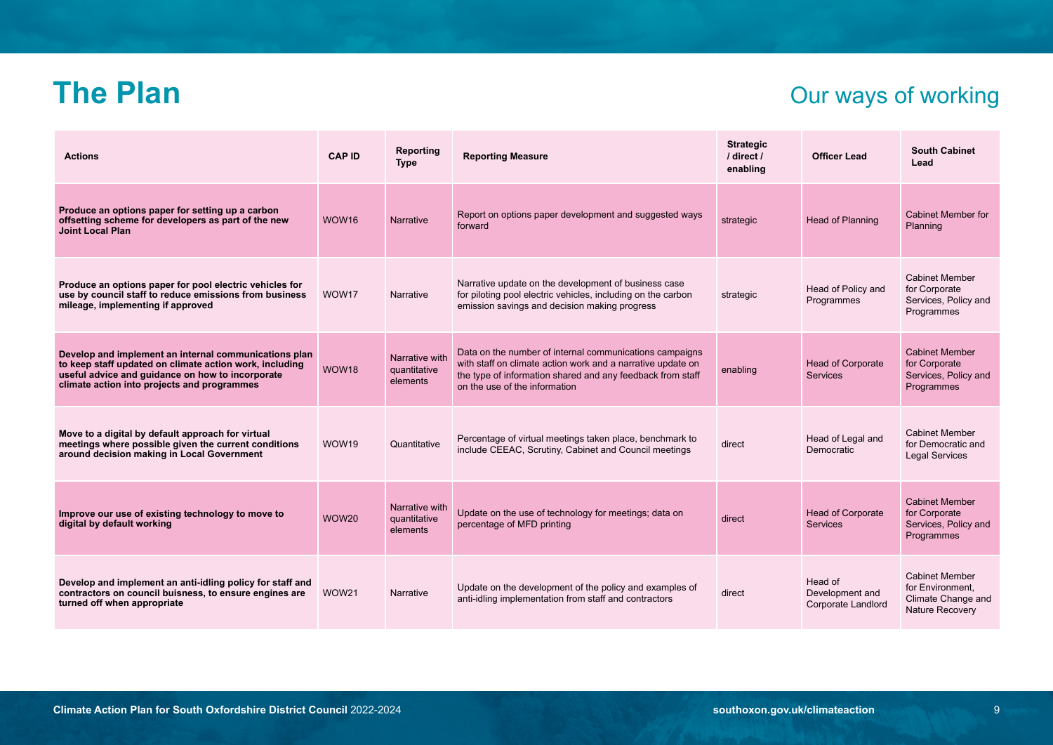# The Plan

## Our ways of working

| Actions | CAP ID | Reporting Type | Reporting Measure | Strategic / direct / enabling | Officer Lead | South Cabinet Lead |
|---|---|---|---|---|---|---|
| **Produce an options paper for setting up a carbon offsetting scheme for developers as part of the new Joint Local Plan** | WOW16 | Narrative | Report on options paper development and suggested ways forward | strategic | Head of Planning | Cabinet Member for Planning |
| **Produce an options paper for pool electric vehicles for use by council staff to reduce emissions from business mileage, implementing if approved** | WOW17 | Narrative | Narrative update on the development of business case for piloting pool electric vehicles, including on the carbon emission savings and decision making progress | strategic | Head of Policy and Programmes | Cabinet Member for Corporate Services, Policy and Programmes |
| **Develop and implement an internal communications plan to keep staff updated on climate action work, including useful advice and guidance on how to incorporate climate action into projects and programmes** | WOW18 | Narrative with quantitative elements | Data on the number of internal communications campaigns with staff on climate action work and a narrative update on the type of information shared and any feedback from staff on the use of the information | enabling | Head of Corporate Services | Cabinet Member for Corporate Services, Policy and Programmes |
| **Move to a digital by default approach for virtual meetings where possible given the current conditions around decision making in Local Government** | WOW19 | Quantitative | Percentage of virtual meetings taken place, benchmark to include CEEAC, Scrutiny, Cabinet and Council meetings | direct | Head of Legal and Democratic | Cabinet Member for Democratic and Legal Services |
| **Improve our use of existing technology to move to digital by default working** | WOW20 | Narrative with quantitative elements | Update on the use of technology for meetings; data on percentage of MFD printing | direct | Head of Corporate Services | Cabinet Member for Corporate Services, Policy and Programmes |
| **Develop and implement an anti-idling policy for staff and contractors on council buisness, to ensure engines are turned off when appropriate** | WOW21 | Narrative | Update on the development of the policy and examples of anti-idling implementation from staff and contractors | direct | Head of Development and Corporate Landlord | Cabinet Member for Environment, Climate Change and Nature Recovery |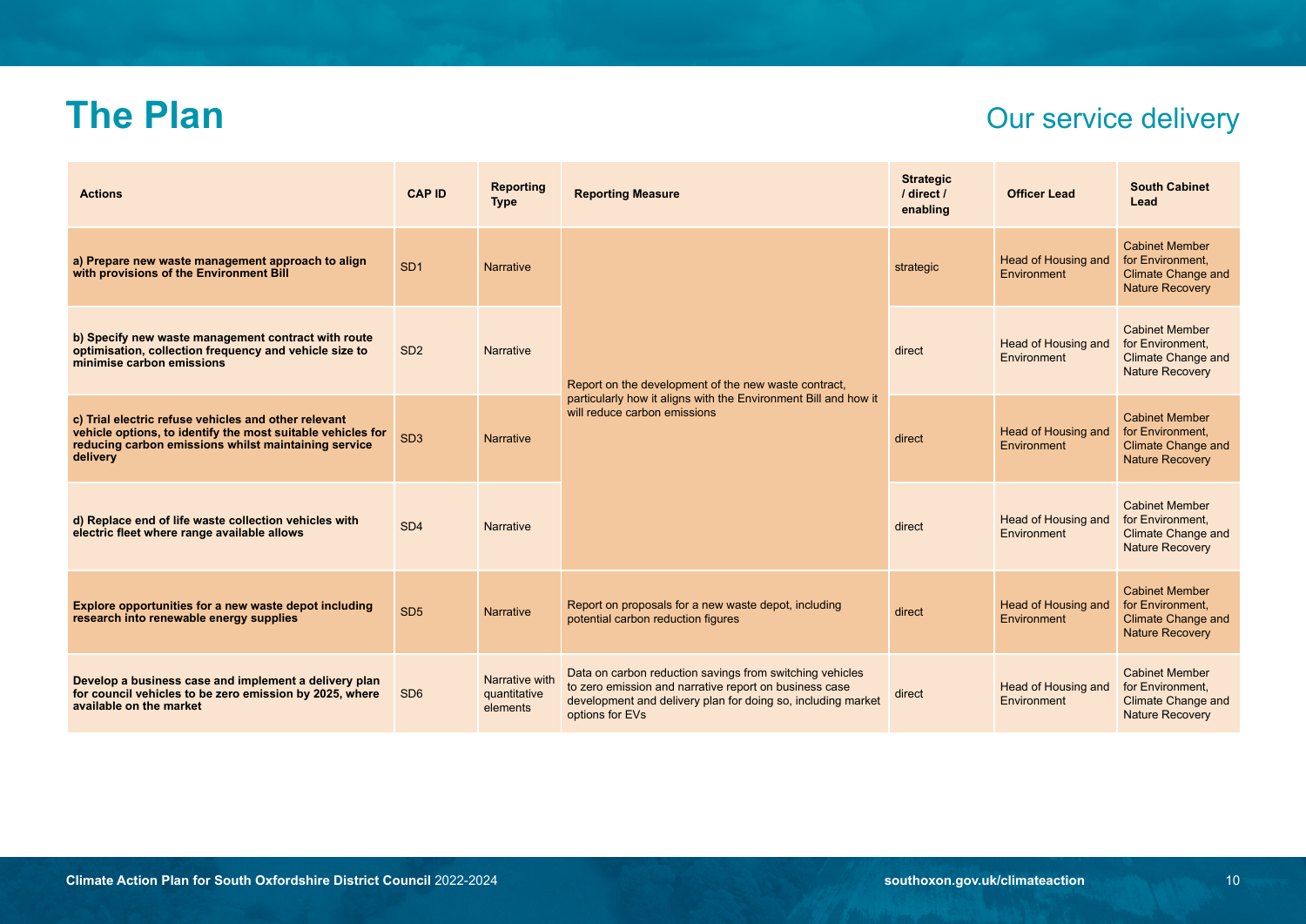# The Plan

## Our service delivery

| Actions | CAP ID | Reporting Type | Reporting Measure | Strategic / direct / enabling | Officer Lead | South Cabinet Lead |
|---|---|---|---|---|---|---|
| **a) Prepare new waste management approach to align with provisions of the Environment Bill** | SD1 | Narrative | Report on the development of the new waste contract, particularly how it aligns with the Environment Bill and how it will reduce carbon emissions | strategic | Head of Housing and Environment | Cabinet Member for Environment, Climate Change and Nature Recovery |
| **b) Specify new waste management contract with route optimisation, collection frequency and vehicle size to minimise carbon emissions** | SD2 | Narrative | | direct | Head of Housing and Environment | Cabinet Member for Environment, Climate Change and Nature Recovery |
| **c) Trial electric refuse vehicles and other relevant vehicle options, to identify the most suitable vehicles for reducing carbon emissions whilst maintaining service delivery** | SD3 | Narrative | | direct | Head of Housing and Environment | Cabinet Member for Environment, Climate Change and Nature Recovery |
| **d) Replace end of life waste collection vehicles with electric fleet where range available allows** | SD4 | Narrative | | direct | Head of Housing and Environment | Cabinet Member for Environment, Climate Change and Nature Recovery |
| **Explore opportunities for a new waste depot including research into renewable energy supplies** | SD5 | Narrative | Report on proposals for a new waste depot, including potential carbon reduction figures | direct | Head of Housing and Environment | Cabinet Member for Environment, Climate Change and Nature Recovery |
| **Develop a business case and implement a delivery plan for council vehicles to be zero emission by 2025, where available on the market** | SD6 | Narrative with quantitative elements | Data on carbon reduction savings from switching vehicles to zero emission and narrative report on business case development and delivery plan for doing so, including market options for EVs | direct | Head of Housing and Environment | Cabinet Member for Environment, Climate Change and Nature Recovery |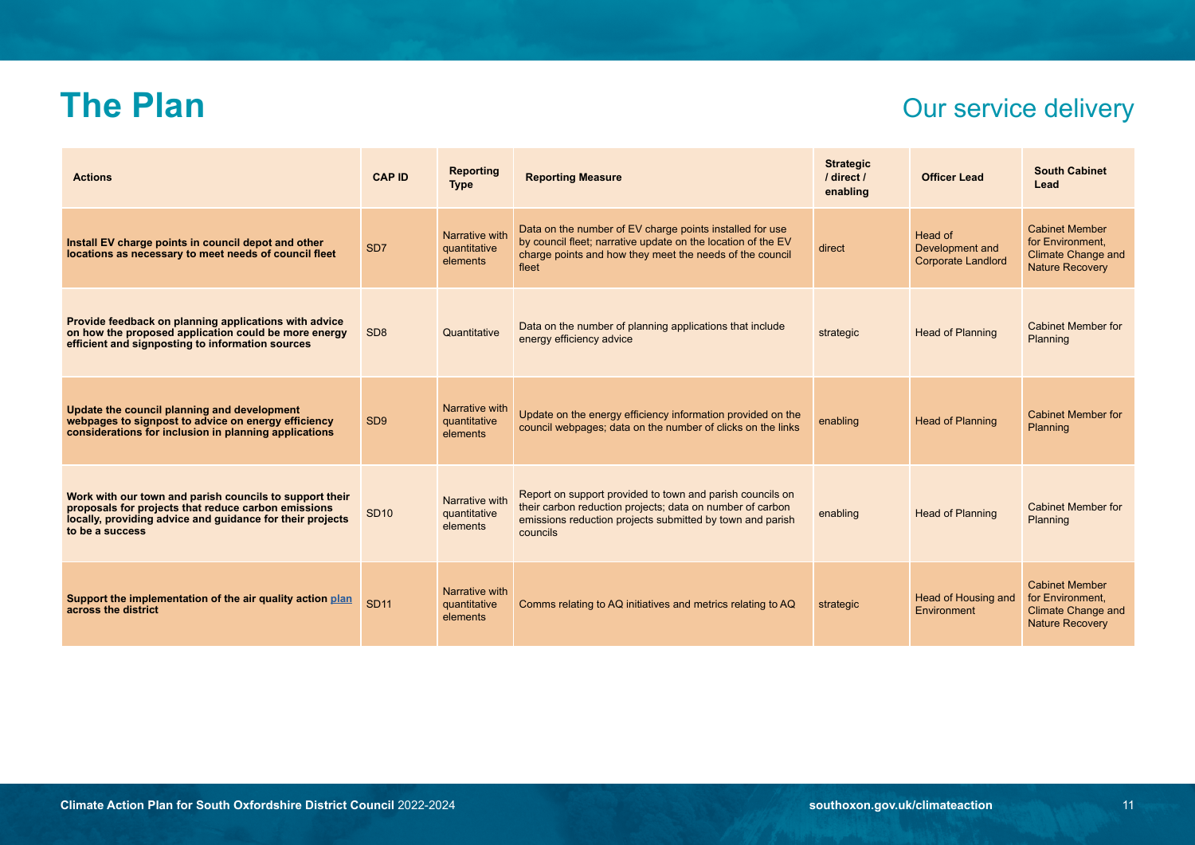# The Plan

## Our service delivery

| Actions | CAP ID | Reporting Type | Reporting Measure | Strategic / direct / enabling | Officer Lead | South Cabinet Lead |
|---|---|---|---|---|---|---|
| **Install EV charge points in council depot and other locations as necessary to meet needs of council fleet** | SD7 | Narrative with quantitative elements | Data on the number of EV charge points installed for use by council fleet; narrative update on the location of the EV charge points and how they meet the needs of the council fleet | direct | Head of Development and Corporate Landlord | Cabinet Member for Environment, Climate Change and Nature Recovery |
| **Provide feedback on planning applications with advice on how the proposed application could be more energy efficient and signposting to information sources** | SD8 | Quantitative | Data on the number of planning applications that include energy efficiency advice | strategic | Head of Planning | Cabinet Member for Planning |
| **Update the council planning and development webpages to signpost to advice on energy efficiency considerations for inclusion in planning applications** | SD9 | Narrative with quantitative elements | Update on the energy efficiency information provided on the council webpages; data on the number of clicks on the links | enabling | Head of Planning | Cabinet Member for Planning |
| **Work with our town and parish councils to support their proposals for projects that reduce carbon emissions locally, providing advice and guidance for their projects to be a success** | SD10 | Narrative with quantitative elements | Report on support provided to town and parish councils on their carbon reduction projects; data on number of carbon emissions reduction projects submitted by town and parish councils | enabling | Head of Planning | Cabinet Member for Planning |
| **Support the implementation of the air quality action plan across the district** | SD11 | Narrative with quantitative elements | Comms relating to AQ initiatives and metrics relating to AQ | strategic | Head of Housing and Environment | Cabinet Member for Environment, Climate Change and Nature Recovery |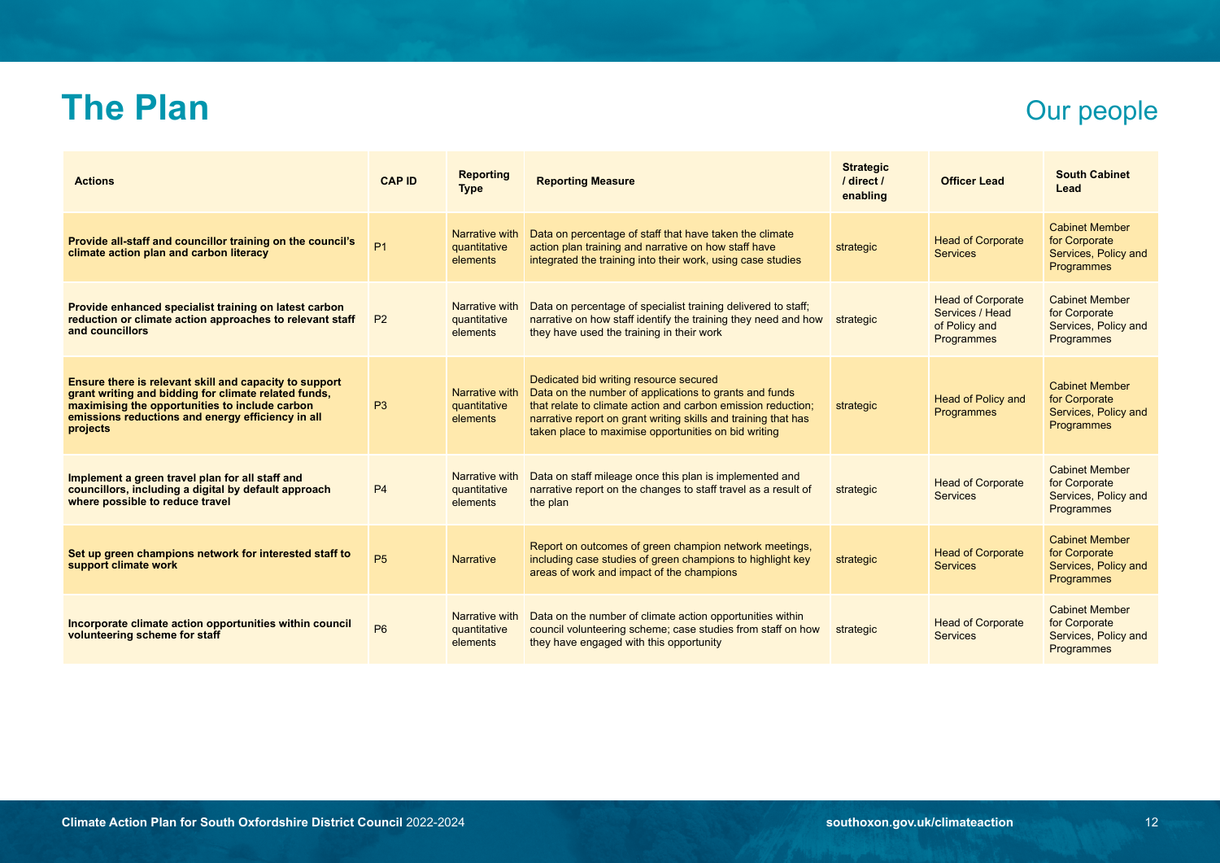# The Plan

## Our people

| Actions | CAP ID | Reporting Type | Reporting Measure | Strategic / direct / enabling | Officer Lead | South Cabinet Lead |
|---|---|---|---|---|---|---|
| **Provide all-staff and councillor training on the council's climate action plan and carbon literacy** | P1 | Narrative with quantitative elements | Data on percentage of staff that have taken the climate action plan training and narrative on how staff have integrated the training into their work, using case studies | strategic | Head of Corporate Services | Cabinet Member for Corporate Services, Policy and Programmes |
| **Provide enhanced specialist training on latest carbon reduction or climate action approaches to relevant staff and councillors** | P2 | Narrative with quantitative elements | Data on percentage of specialist training delivered to staff; narrative on how staff identify the training they need and how they have used the training in their work | strategic | Head of Corporate Services / Head of Policy and Programmes | Cabinet Member for Corporate Services, Policy and Programmes |
| **Ensure there is relevant skill and capacity to support grant writing and bidding for climate related funds, maximising the opportunities to include carbon emissions reductions and energy efficiency in all projects** | P3 | Narrative with quantitative elements | Dedicated bid writing resource secured<br>Data on the number of applications to grants and funds that relate to climate action and carbon emission reduction; narrative report on grant writing skills and training that has taken place to maximise opportunities on bid writing | strategic | Head of Policy and Programmes | Cabinet Member for Corporate Services, Policy and Programmes |
| **Implement a green travel plan for all staff and councillors, including a digital by default approach where possible to reduce travel** | P4 | Narrative with quantitative elements | Data on staff mileage once this plan is implemented and narrative report on the changes to staff travel as a result of the plan | strategic | Head of Corporate Services | Cabinet Member for Corporate Services, Policy and Programmes |
| **Set up green champions network for interested staff to support climate work** | P5 | Narrative | Report on outcomes of green champion network meetings, including case studies of green champions to highlight key areas of work and impact of the champions | strategic | Head of Corporate Services | Cabinet Member for Corporate Services, Policy and Programmes |
| **Incorporate climate action opportunities within council volunteering scheme for staff** | P6 | Narrative with quantitative elements | Data on the number of climate action opportunities within council volunteering scheme; case studies from staff on how they have engaged with this opportunity | strategic | Head of Corporate Services | Cabinet Member for Corporate Services, Policy and Programmes |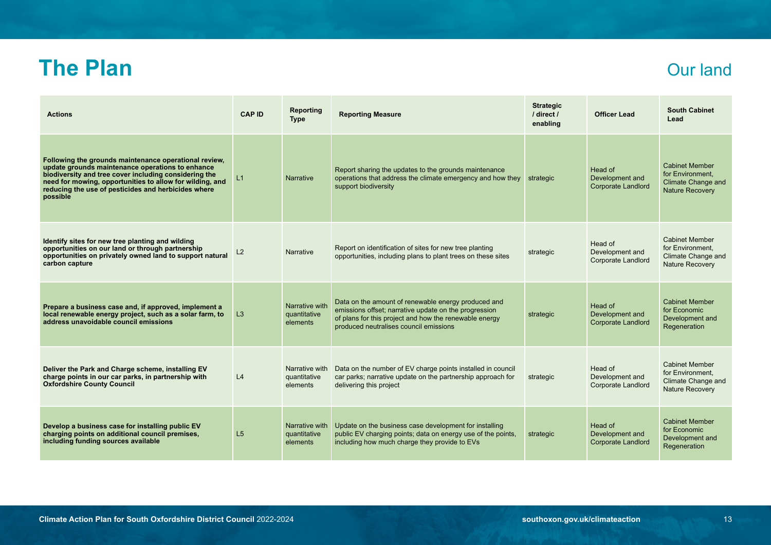# The Plan

## Our land

| Actions | CAP ID | Reporting Type | Reporting Measure | Strategic / direct / enabling | Officer Lead | South Cabinet Lead |
|---|---|---|---|---|---|---|
| **Following the grounds maintenance operational review, update grounds maintenance operations to enhance biodiversity and tree cover including considering the need for mowing, opportunities to allow for wilding, and reducing the use of pesticides and herbicides where possible** | L1 | Narrative | Report sharing the updates to the grounds maintenance operations that address the climate emergency and how they support biodiversity | strategic | Head of Development and Corporate Landlord | Cabinet Member for Environment, Climate Change and Nature Recovery |
| **Identify sites for new tree planting and wilding opportunities on our land or through partnership opportunities on privately owned land to support natural carbon capture** | L2 | Narrative | Report on identification of sites for new tree planting opportunities, including plans to plant trees on these sites | strategic | Head of Development and Corporate Landlord | Cabinet Member for Environment, Climate Change and Nature Recovery |
| **Prepare a business case and, if approved, implement a local renewable energy project, such as a solar farm, to address unavoidable council emissions** | L3 | Narrative with quantitative elements | Data on the amount of renewable energy produced and emissions offset; narrative update on the progression of plans for this project and how the renewable energy produced neutralises council emissions | strategic | Head of Development and Corporate Landlord | Cabinet Member for Economic Development and Regeneration |
| **Deliver the Park and Charge scheme, installing EV charge points in our car parks, in partnership with Oxfordshire County Council** | L4 | Narrative with quantitative elements | Data on the number of EV charge points installed in council car parks; narrative update on the partnership approach for delivering this project | strategic | Head of Development and Corporate Landlord | Cabinet Member for Environment, Climate Change and Nature Recovery |
| **Develop a business case for installing public EV charging points on additional council premises, including funding sources available** | L5 | Narrative with quantitative elements | Update on the business case development for installing public EV charging points; data on energy use of the points, including how much charge they provide to EVs | strategic | Head of Development and Corporate Landlord | Cabinet Member for Economic Development and Regeneration |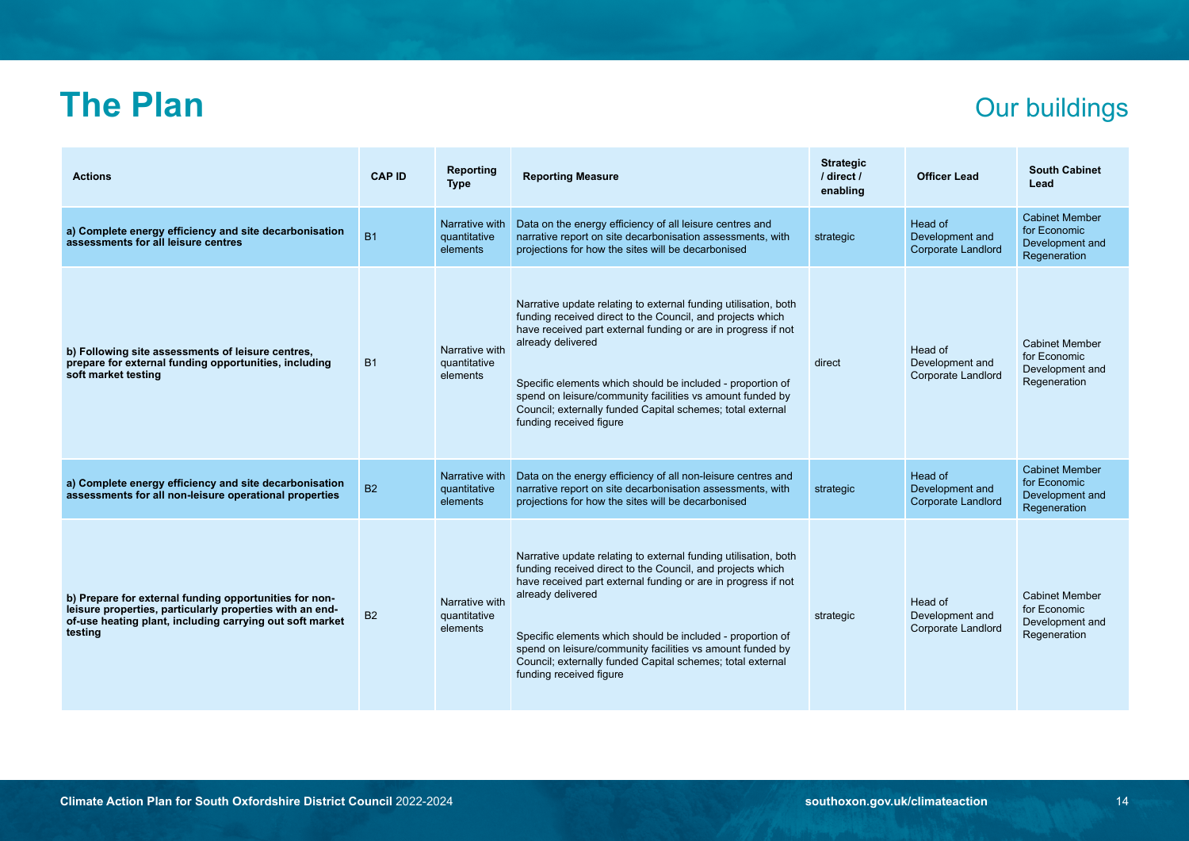# The Plan

## Our buildings

| Actions | CAP ID | Reporting Type | Reporting Measure | Strategic / direct / enabling | Officer Lead | South Cabinet Lead |
|---|---|---|---|---|---|---|
| **a) Complete energy efficiency and site decarbonisation assessments for all leisure centres** | B1 | Narrative with quantitative elements | Data on the energy efficiency of all leisure centres and narrative report on site decarbonisation assessments, with projections for how the sites will be decarbonised | strategic | Head of Development and Corporate Landlord | Cabinet Member for Economic Development and Regeneration |
| **b) Following site assessments of leisure centres, prepare for external funding opportunities, including soft market testing** | B1 | Narrative with quantitative elements | Narrative update relating to external funding utilisation, both funding received direct to the Council, and projects which have received part external funding or are in progress if not already delivered<br><br>Specific elements which should be included - proportion of spend on leisure/community facilities vs amount funded by Council; externally funded Capital schemes; total external funding received figure | direct | Head of Development and Corporate Landlord | Cabinet Member for Economic Development and Regeneration |
| **a) Complete energy efficiency and site decarbonisation assessments for all non-leisure operational properties** | B2 | Narrative with quantitative elements | Data on the energy efficiency of all non-leisure centres and narrative report on site decarbonisation assessments, with projections for how the sites will be decarbonised | strategic | Head of Development and Corporate Landlord | Cabinet Member for Economic Development and Regeneration |
| **b) Prepare for external funding opportunities for non-leisure properties, particularly properties with an end-of-use heating plant, including carrying out soft market testing** | B2 | Narrative with quantitative elements | Narrative update relating to external funding utilisation, both funding received direct to the Council, and projects which have received part external funding or are in progress if not already delivered<br><br>Specific elements which should be included - proportion of spend on leisure/community facilities vs amount funded by Council; externally funded Capital schemes; total external funding received figure | strategic | Head of Development and Corporate Landlord | Cabinet Member for Economic Development and Regeneration |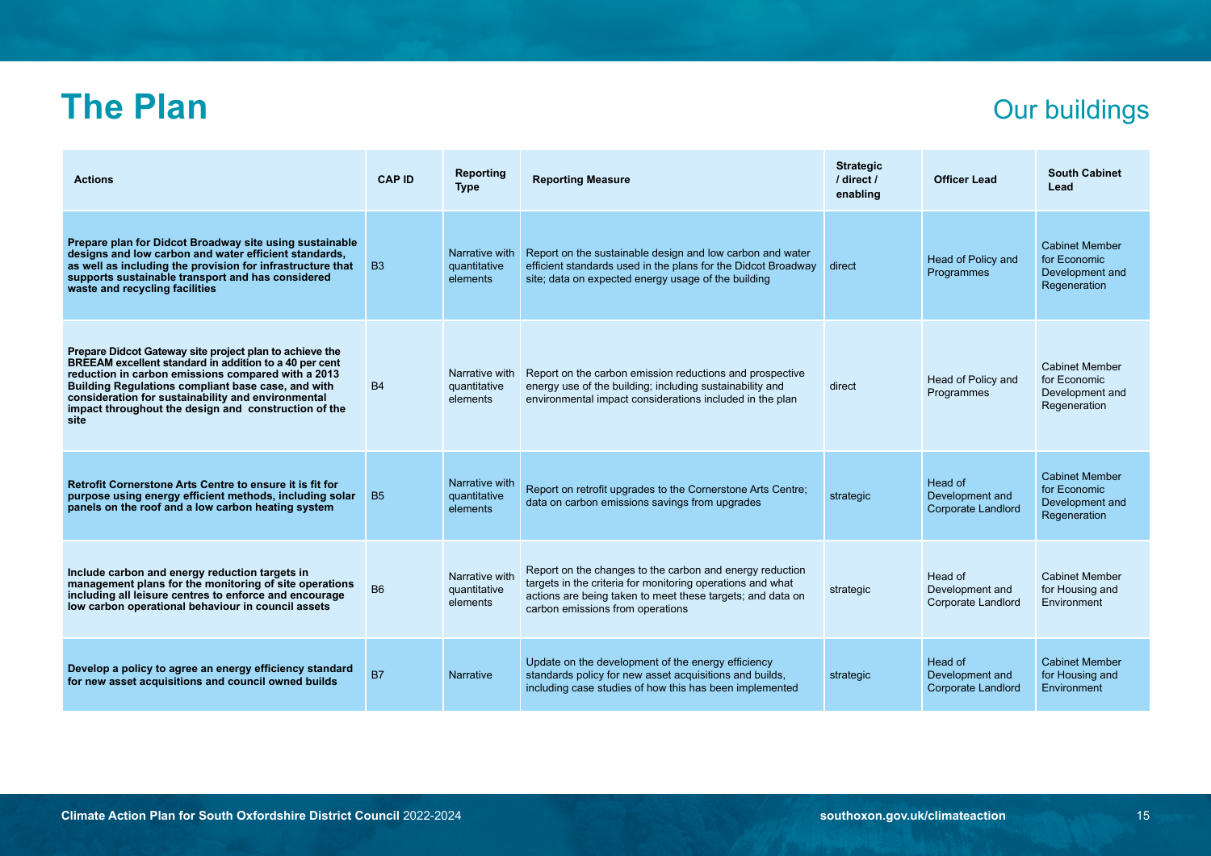# The Plan

## Our buildings

| Actions | CAP ID | Reporting Type | Reporting Measure | Strategic / direct / enabling | Officer Lead | South Cabinet Lead |
|---|---|---|---|---|---|---|
| **Prepare plan for Didcot Broadway site using sustainable designs and low carbon and water efficient standards, as well as including the provision for infrastructure that supports sustainable transport and has considered waste and recycling facilities** | B3 | Narrative with quantitative elements | Report on the sustainable design and low carbon and water efficient standards used in the plans for the Didcot Broadway site; data on expected energy usage of the building | direct | Head of Policy and Programmes | Cabinet Member for Economic Development and Regeneration |
| **Prepare Didcot Gateway site project plan to achieve the BREEAM excellent standard in addition to a 40 per cent reduction in carbon emissions compared with a 2013 Building Regulations compliant base case, and with consideration for sustainability and environmental impact throughout the design and construction of the site** | B4 | Narrative with quantitative elements | Report on the carbon emission reductions and prospective energy use of the building; including sustainability and environmental impact considerations included in the plan | direct | Head of Policy and Programmes | Cabinet Member for Economic Development and Regeneration |
| **Retrofit Cornerstone Arts Centre to ensure it is fit for purpose using energy efficient methods, including solar panels on the roof and a low carbon heating system** | B5 | Narrative with quantitative elements | Report on retrofit upgrades to the Cornerstone Arts Centre; data on carbon emissions savings from upgrades | strategic | Head of Development and Corporate Landlord | Cabinet Member for Economic Development and Regeneration |
| **Include carbon and energy reduction targets in management plans for the monitoring of site operations including all leisure centres to enforce and encourage low carbon operational behaviour in council assets** | B6 | Narrative with quantitative elements | Report on the changes to the carbon and energy reduction targets in the criteria for monitoring operations and what actions are being taken to meet these targets; and data on carbon emissions from operations | strategic | Head of Development and Corporate Landlord | Cabinet Member for Housing and Environment |
| **Develop a policy to agree an energy efficiency standard for new asset acquisitions and council owned builds** | B7 | Narrative | Update on the development of the energy efficiency standards policy for new asset acquisitions and builds, including case studies of how this has been implemented | strategic | Head of Development and Corporate Landlord | Cabinet Member for Housing and Environment |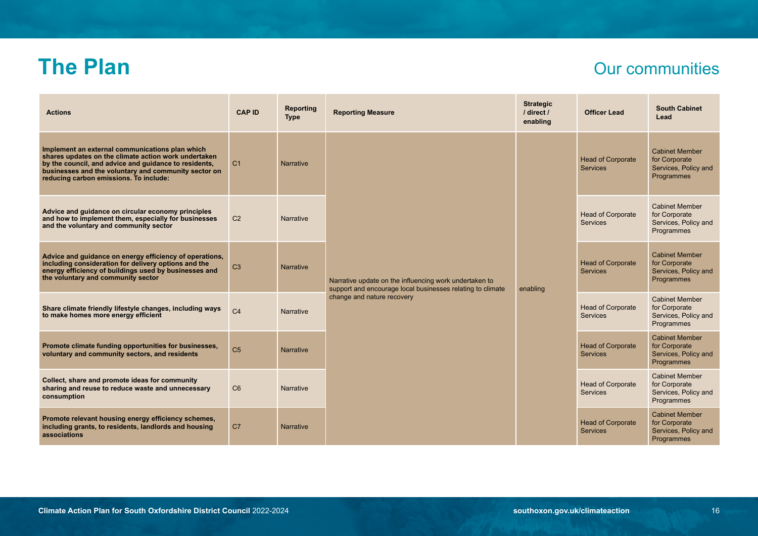# The Plan

## Our communities

| Actions | CAP ID | Reporting Type | Reporting Measure | Strategic / direct / enabling | Officer Lead | South Cabinet Lead |
|---|---|---|---|---|---|---|
| **Implement an external communications plan which shares updates on the climate action work undertaken by the council, and advice and guidance to residents, businesses and the voluntary and community sector on reducing carbon emissions. To include:** | C1 | Narrative | Narrative update on the influencing work undertaken to support and encourage local businesses relating to climate change and nature recovery | enabling | Head of Corporate Services | Cabinet Member for Corporate Services, Policy and Programmes |
| **Advice and guidance on circular economy principles and how to implement them, especially for businesses and the voluntary and community sector** | C2 | Narrative | | | Head of Corporate Services | Cabinet Member for Corporate Services, Policy and Programmes |
| **Advice and guidance on energy efficiency of operations, including consideration for delivery options and the energy efficiency of buildings used by businesses and the voluntary and community sector** | C3 | Narrative | | | Head of Corporate Services | Cabinet Member for Corporate Services, Policy and Programmes |
| **Share climate friendly lifestyle changes, including ways to make homes more energy efficient** | C4 | Narrative | | | Head of Corporate Services | Cabinet Member for Corporate Services, Policy and Programmes |
| **Promote climate funding opportunities for businesses, voluntary and community sectors, and residents** | C5 | Narrative | | | Head of Corporate Services | Cabinet Member for Corporate Services, Policy and Programmes |
| **Collect, share and promote ideas for community sharing and reuse to reduce waste and unnecessary consumption** | C6 | Narrative | | | Head of Corporate Services | Cabinet Member for Corporate Services, Policy and Programmes |
| **Promote relevant housing energy efficiency schemes, including grants, to residents, landlords and housing associations** | C7 | Narrative | | | Head of Corporate Services | Cabinet Member for Corporate Services, Policy and Programmes |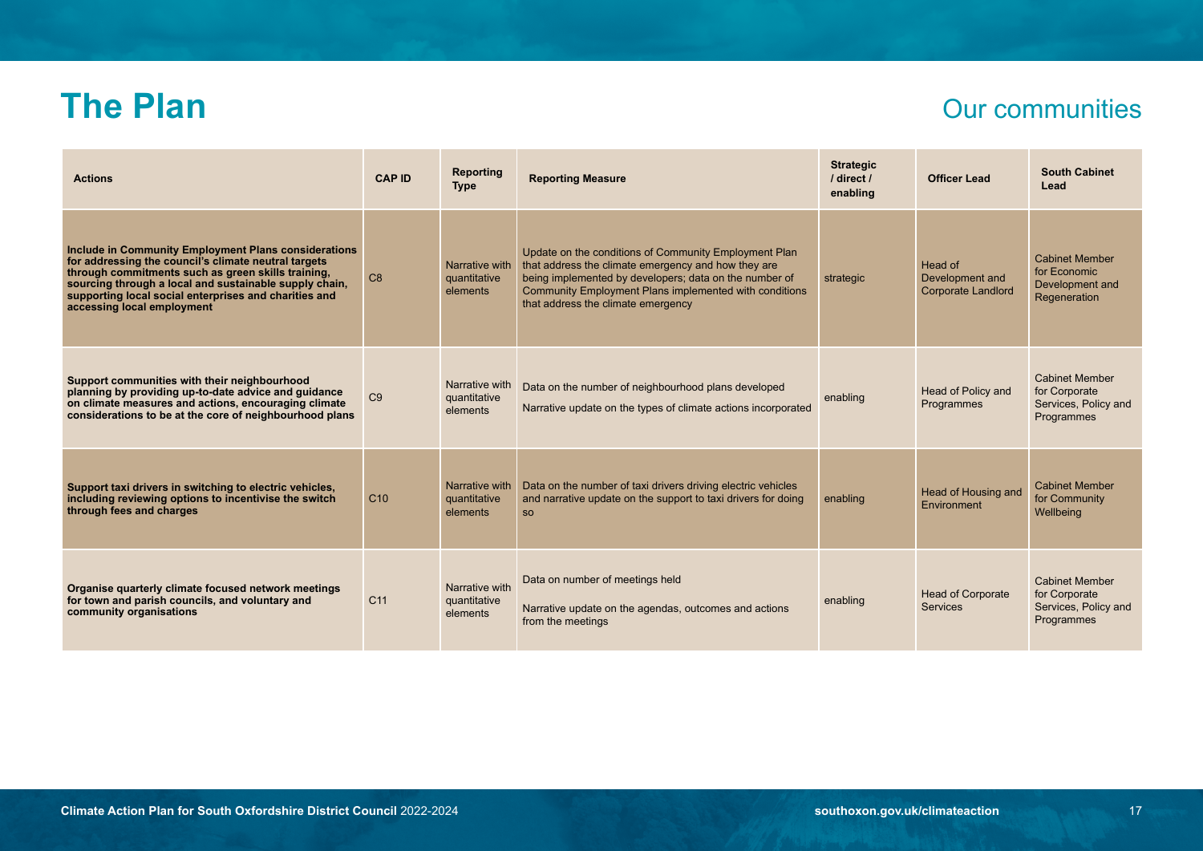# The Plan

## Our communities

| Actions | CAP ID | Reporting Type | Reporting Measure | Strategic / direct / enabling | Officer Lead | South Cabinet Lead |
|---|---|---|---|---|---|---|
| **Include in Community Employment Plans considerations for addressing the council's climate neutral targets through commitments such as green skills training, sourcing through a local and sustainable supply chain, supporting local social enterprises and charities and accessing local employment** | C8 | Narrative with quantitative elements | Update on the conditions of Community Employment Plan that address the climate emergency and how they are being implemented by developers; data on the number of Community Employment Plans implemented with conditions that address the climate emergency | strategic | Head of Development and Corporate Landlord | Cabinet Member for Economic Development and Regeneration |
| **Support communities with their neighbourhood planning by providing up-to-date advice and guidance on climate measures and actions, encouraging climate considerations to be at the core of neighbourhood plans** | C9 | Narrative with quantitative elements | Data on the number of neighbourhood plans developed<br><br>Narrative update on the types of climate actions incorporated | enabling | Head of Policy and Programmes | Cabinet Member for Corporate Services, Policy and Programmes |
| **Support taxi drivers in switching to electric vehicles, including reviewing options to incentivise the switch through fees and charges** | C10 | Narrative with quantitative elements | Data on the number of taxi drivers driving electric vehicles and narrative update on the support to taxi drivers for doing so | enabling | Head of Housing and Environment | Cabinet Member for Community Wellbeing |
| **Organise quarterly climate focused network meetings for town and parish councils, and voluntary and community organisations** | C11 | Narrative with quantitative elements | Data on number of meetings held<br><br>Narrative update on the agendas, outcomes and actions from the meetings | enabling | Head of Corporate Services | Cabinet Member for Corporate Services, Policy and Programmes |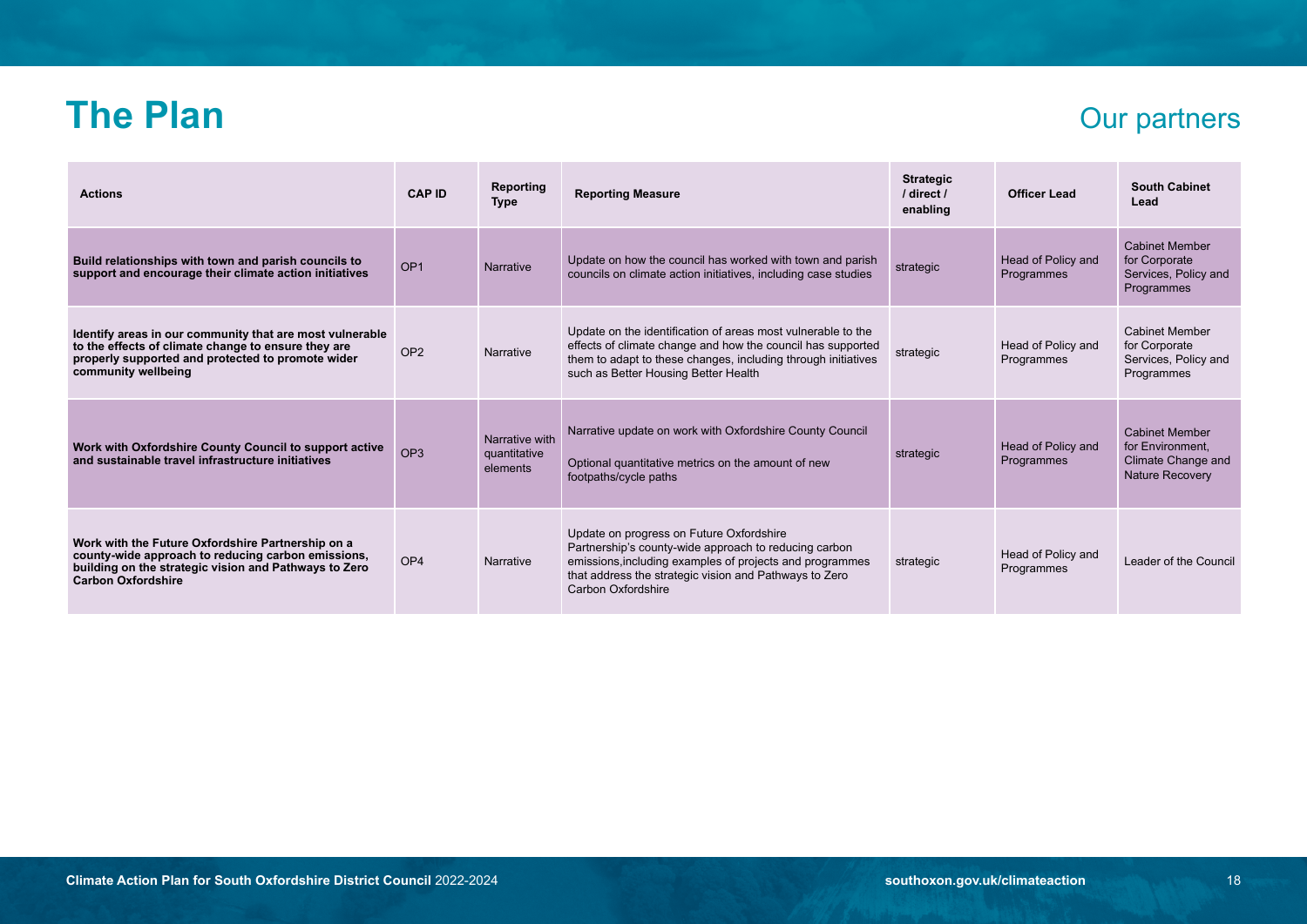# The Plan

## Our partners

| Actions | CAP ID | Reporting Type | Reporting Measure | Strategic / direct / enabling | Officer Lead | South Cabinet Lead |
|---|---|---|---|---|---|---|
| **Build relationships with town and parish councils to support and encourage their climate action initiatives** | OP1 | Narrative | Update on how the council has worked with town and parish councils on climate action initiatives, including case studies | strategic | Head of Policy and Programmes | Cabinet Member for Corporate Services, Policy and Programmes |
| **Identify areas in our community that are most vulnerable to the effects of climate change to ensure they are properly supported and protected to promote wider community wellbeing** | OP2 | Narrative | Update on the identification of areas most vulnerable to the effects of climate change and how the council has supported them to adapt to these changes, including through initiatives such as Better Housing Better Health | strategic | Head of Policy and Programmes | Cabinet Member for Corporate Services, Policy and Programmes |
| **Work with Oxfordshire County Council to support active and sustainable travel infrastructure initiatives** | OP3 | Narrative with quantitative elements | Narrative update on work with Oxfordshire County Council<br><br>Optional quantitative metrics on the amount of new footpaths/cycle paths | strategic | Head of Policy and Programmes | Cabinet Member for Environment, Climate Change and Nature Recovery |
| **Work with the Future Oxfordshire Partnership on a county-wide approach to reducing carbon emissions, building on the strategic vision and Pathways to Zero Carbon Oxfordshire** | OP4 | Narrative | Update on progress on Future Oxfordshire Partnership's county-wide approach to reducing carbon emissions,including examples of projects and programmes that address the strategic vision and Pathways to Zero Carbon Oxfordshire | strategic | Head of Policy and Programmes | Leader of the Council |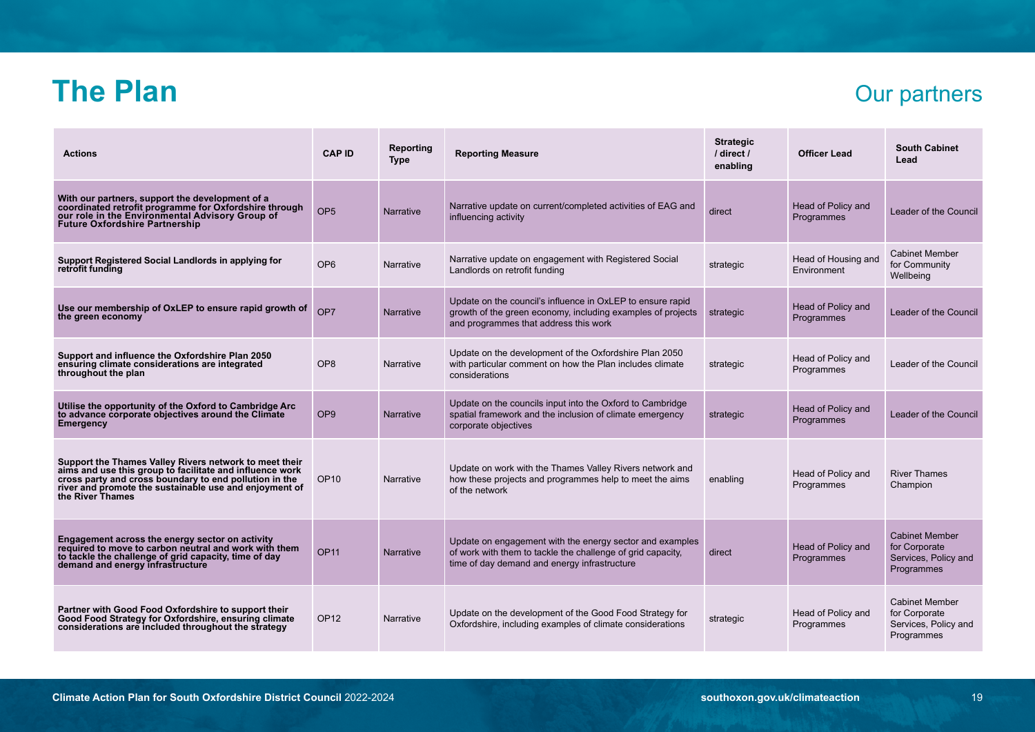# The Plan

## Our partners

| Actions | CAP ID | Reporting Type | Reporting Measure | Strategic / direct / enabling | Officer Lead | South Cabinet Lead |
|---|---|---|---|---|---|---|
| **With our partners, support the development of a coordinated retrofit programme for Oxfordshire through our role in the Environmental Advisory Group of Future Oxfordshire Partnership** | OP5 | Narrative | Narrative update on current/completed activities of EAG and influencing activity | direct | Head of Policy and Programmes | Leader of the Council |
| **Support Registered Social Landlords in applying for retrofit funding** | OP6 | Narrative | Narrative update on engagement with Registered Social Landlords on retrofit funding | strategic | Head of Housing and Environment | Cabinet Member for Community Wellbeing |
| **Use our membership of OxLEP to ensure rapid growth of the green economy** | OP7 | Narrative | Update on the council's influence in OxLEP to ensure rapid growth of the green economy, including examples of projects and programmes that address this work | strategic | Head of Policy and Programmes | Leader of the Council |
| **Support and influence the Oxfordshire Plan 2050 ensuring climate considerations are integrated throughout the plan** | OP8 | Narrative | Update on the development of the Oxfordshire Plan 2050 with particular comment on how the Plan includes climate considerations | strategic | Head of Policy and Programmes | Leader of the Council |
| **Utilise the opportunity of the Oxford to Cambridge Arc to advance corporate objectives around the Climate Emergency** | OP9 | Narrative | Update on the councils input into the Oxford to Cambridge spatial framework and the inclusion of climate emergency corporate objectives | strategic | Head of Policy and Programmes | Leader of the Council |
| **Support the Thames Valley Rivers network to meet their aims and use this group to facilitate and influence work cross party and cross boundary to end pollution in the river and promote the sustainable use and enjoyment of the River Thames** | OP10 | Narrative | Update on work with the Thames Valley Rivers network and how these projects and programmes help to meet the aims of the network | enabling | Head of Policy and Programmes | River Thames Champion |
| **Engagement across the energy sector on activity required to move to carbon neutral and work with them to tackle the challenge of grid capacity, time of day demand and energy infrastructure** | OP11 | Narrative | Update on engagement with the energy sector and examples of work with them to tackle the challenge of grid capacity, time of day demand and energy infrastructure | direct | Head of Policy and Programmes | Cabinet Member for Corporate Services, Policy and Programmes |
| **Partner with Good Food Oxfordshire to support their Good Food Strategy for Oxfordshire, ensuring climate considerations are included throughout the strategy** | OP12 | Narrative | Update on the development of the Good Food Strategy for Oxfordshire, including examples of climate considerations | strategic | Head of Policy and Programmes | Cabinet Member for Corporate Services, Policy and Programmes |